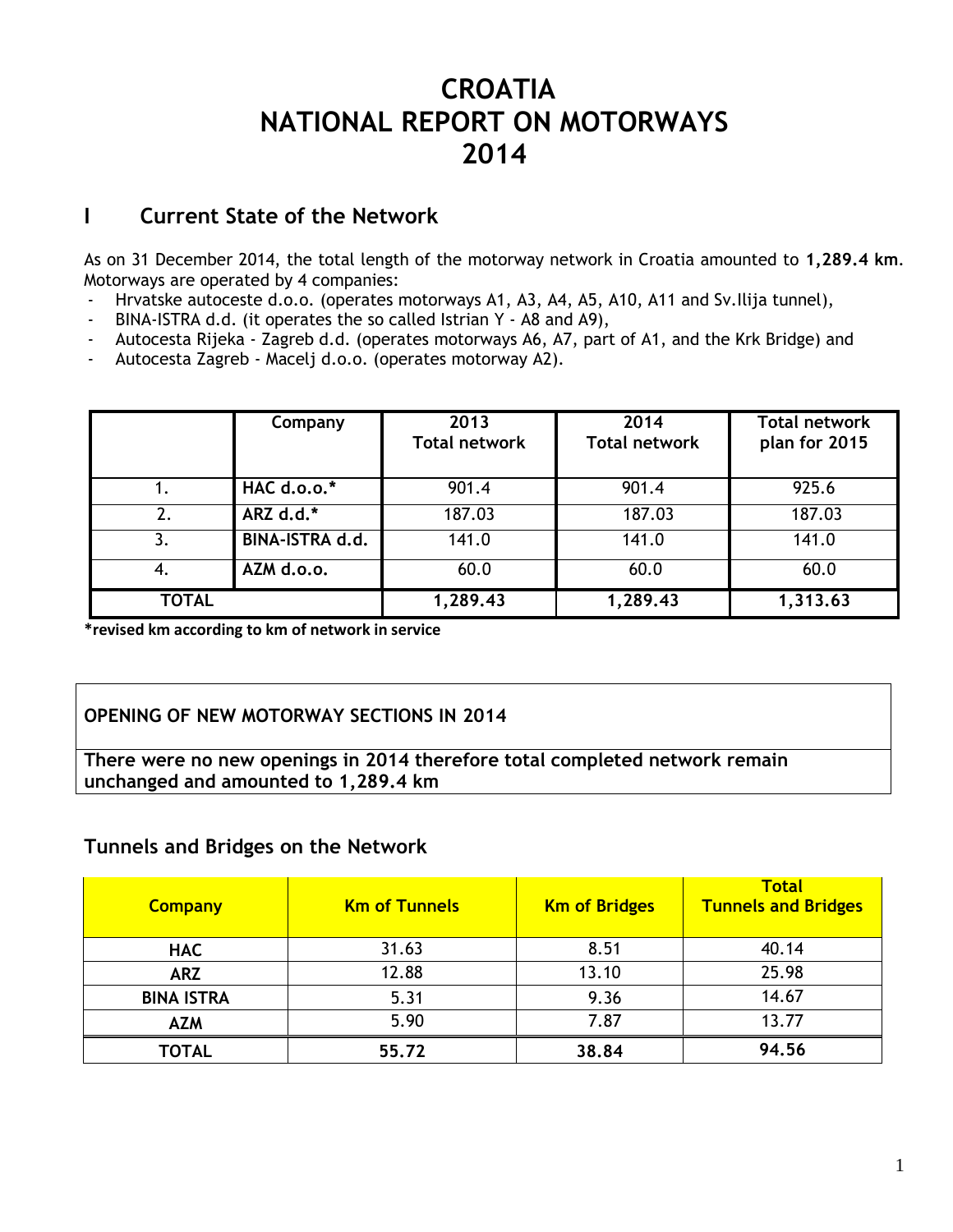# CROATIA
# NATIONAL REPORT ON MOTORWAYS
# 2014

## I Current State of the Network

As on 31 December 2014, the total length of the motorway network in Croatia amounted to **1,289.4 km**. Motorways are operated by 4 companies:

- Hrvatske autoceste d.o.o. (operates motorways A1, A3, A4, A5, A10, A11 and Sv.Ilija tunnel),
- BINA-ISTRA d.d. (it operates the so called Istrian Y - A8 and A9),
- Autocesta Rijeka - Zagreb d.d. (operates motorways A6, A7, part of A1, and the Krk Bridge) and
- Autocesta Zagreb - Macelj d.o.o. (operates motorway A2).

| | Company | 2013 Total network | 2014 Total network | Total network plan for 2015 |
|---|---|---|---|---|
| 1. | **HAC d.o.o.*** | 901.4 | 901.4 | 925.6 |
| 2. | **ARZ d.d.*** | 187.03 | 187.03 | 187.03 |
| 3. | **BINA-ISTRA d.d.** | 141.0 | 141.0 | 141.0 |
| 4. | **AZM d.o.o.** | 60.0 | 60.0 | 60.0 |
| **TOTAL** | | **1,289.43** | **1,289.43** | **1,313.63** |

***revised km according to km of network in service**

**OPENING OF NEW MOTORWAY SECTIONS IN 2014**

**There were no new openings in 2014 therefore total completed network remain unchanged and amounted to 1,289.4 km**

### Tunnels and Bridges on the Network

| Company | Km of Tunnels | Km of Bridges | Total Tunnels and Bridges |
|---|---|---|---|
| **HAC** | 31.63 | 8.51 | 40.14 |
| **ARZ** | 12.88 | 13.10 | 25.98 |
| **BINA ISTRA** | 5.31 | 9.36 | 14.67 |
| **AZM** | 5.90 | 7.87 | 13.77 |
| **TOTAL** | **55.72** | **38.84** | **94.56** |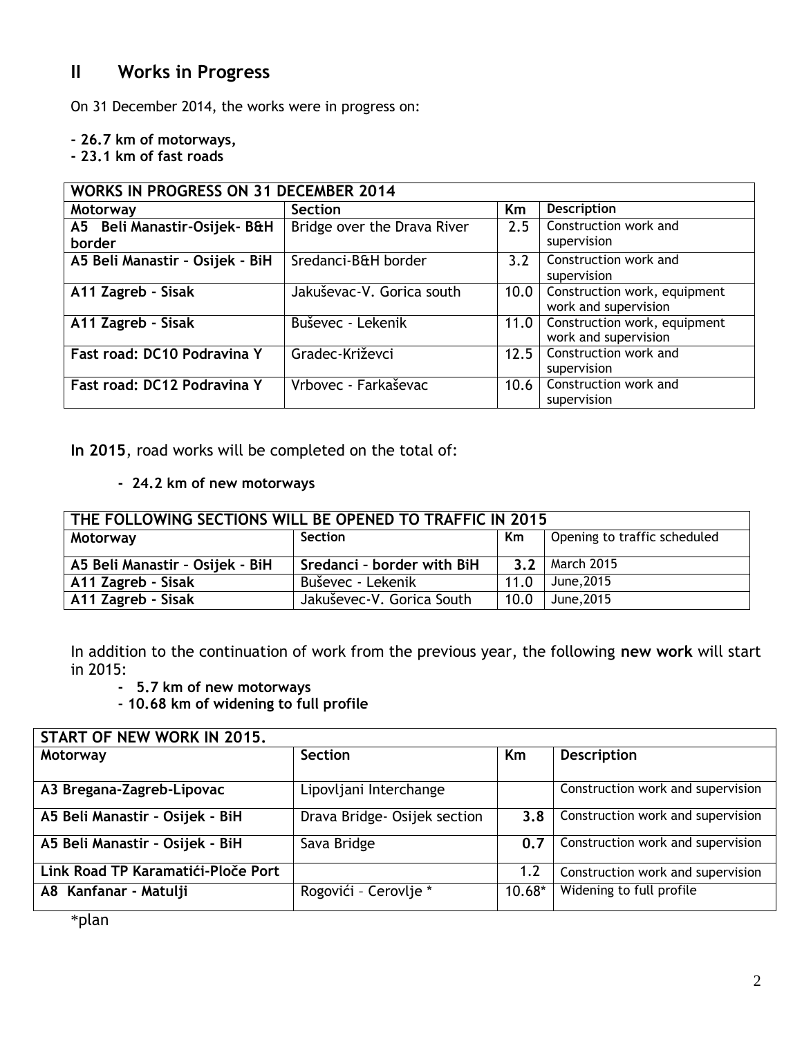## II Works in Progress

On 31 December 2014, the works were in progress on:

**- 26.7 km of motorways,**
**- 23.1 km of fast roads**

| WORKS IN PROGRESS ON 31 DECEMBER 2014 | | | |
|---|---|---|---|
| **Motorway** | **Section** | **Km** | **Description** |
| **A5 Beli Manastir-Osijek- B&H border** | Bridge over the Drava River | 2.5 | Construction work and supervision |
| **A5 Beli Manastir – Osijek - BiH** | Sredanci-B&H border | 3.2 | Construction work and supervision |
| **A11 Zagreb - Sisak** | Jakuševac-V. Gorica south | 10.0 | Construction work, equipment work and supervision |
| **A11 Zagreb - Sisak** | Buševec - Lekenik | 11.0 | Construction work, equipment work and supervision |
| **Fast road: DC10 Podravina Y** | Gradec-Križevci | 12.5 | Construction work and supervision |
| **Fast road: DC12 Podravina Y** | Vrbovec - Farkaševac | 10.6 | Construction work and supervision |

**In 2015**, road works will be completed on the total of:

- **24.2 km of new motorways**

| THE FOLLOWING SECTIONS WILL BE OPENED TO TRAFFIC IN 2015 | | | |
|---|---|---|---|
| **Motorway** | **Section** | **Km** | Opening to traffic scheduled |
| **A5 Beli Manastir – Osijek - BiH** | **Sredanci - border with BiH** | **3.2** | March 2015 |
| **A11 Zagreb - Sisak** | Buševec - Lekenik | 11.0 | June,2015 |
| **A11 Zagreb - Sisak** | Jakuševec-V. Gorica South | 10.0 | June,2015 |

In addition to the continuation of work from the previous year, the following **new work** will start in 2015:

- **5.7 km of new motorways**
- **10.68 km of widening to full profile**

| START OF NEW WORK IN 2015. | | | |
|---|---|---|---|
| **Motorway** | **Section** | **Km** | **Description** |
| **A3 Bregana-Zagreb-Lipovac** | Lipovljani Interchange | | Construction work and supervision |
| **A5 Beli Manastir – Osijek - BiH** | Drava Bridge- Osijek section | **3.8** | Construction work and supervision |
| **A5 Beli Manastir – Osijek - BiH** | Sava Bridge | **0.7** | Construction work and supervision |
| **Link Road TP Karamatići-Ploče Port** | | 1.2 | Construction work and supervision |
| **A8 Kanfanar - Matulji** | Rogovići – Cerovlje * | 10.68* | Widening to full profile |

*plan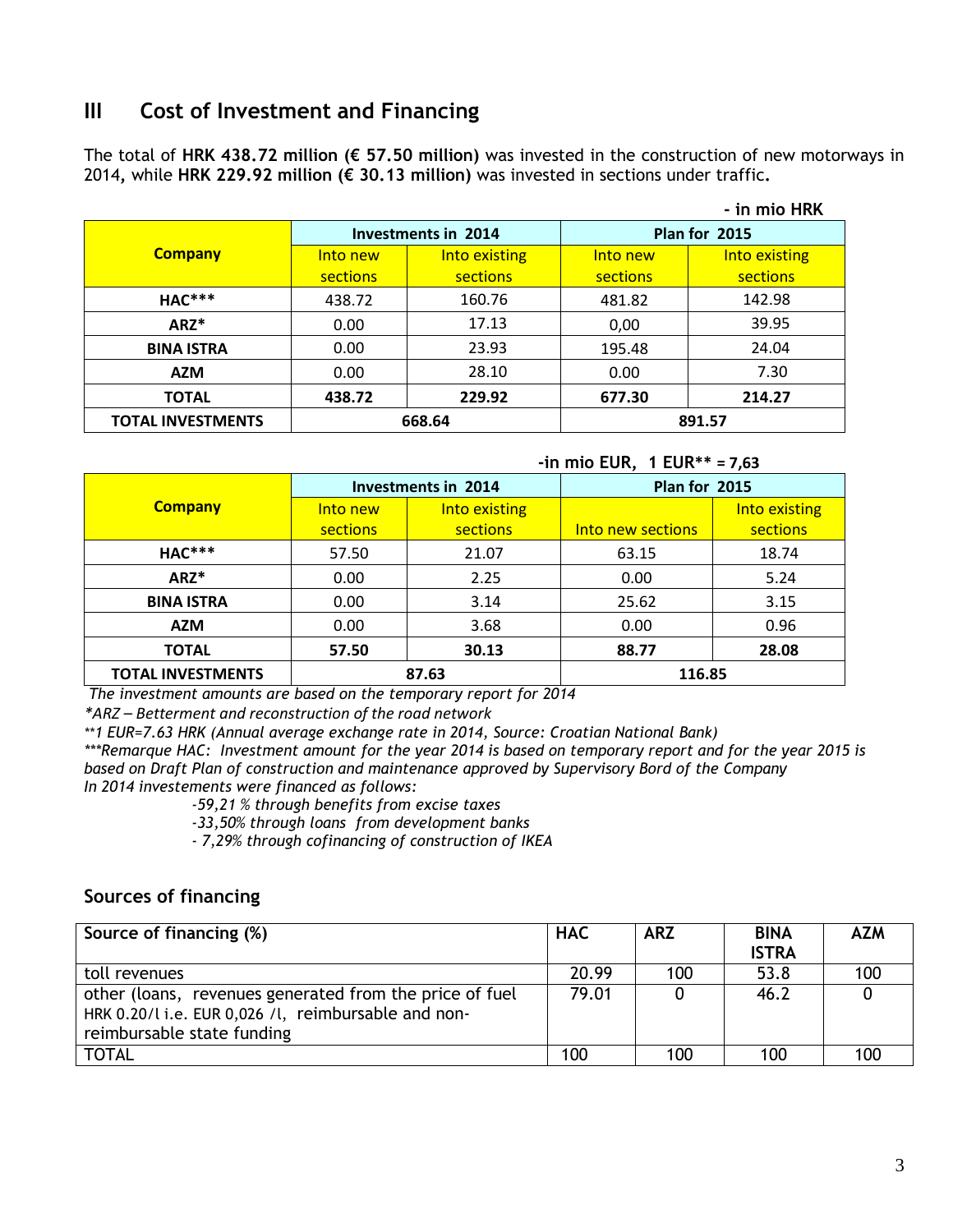## III Cost of Investment and Financing

The total of **HRK 438.72 million (€ 57.50 million)** was invested in the construction of new motorways in 2014**,** while **HRK 229.92 million (€ 30.13 million)** was invested in sections under traffic**.**

**- in mio HRK**

| Company | Investments in 2014 | | Plan for 2015 | |
|---|---|---|---|---|
| | Into new sections | Into existing sections | Into new sections | Into existing sections |
| **HAC*****| 438.72 | 160.76 | 481.82 | 142.98 |
| **ARZ*** | 0.00 | 17.13 | 0,00 | 39.95 |
| **BINA ISTRA** | 0.00 | 23.93 | 195.48 | 24.04 |
| **AZM** | 0.00 | 28.10 | 0.00 | 7.30 |
| **TOTAL** | **438.72** | **229.92** | **677.30** | **214.27** |
| **TOTAL INVESTMENTS** | **668.64** | | **891.57** | |

**-in mio EUR, 1 EUR** = 7,63**

| Company | Investments in 2014 | | Plan for 2015 | |
|---|---|---|---|---|
| | Into new sections | Into existing sections | Into new sections | Into existing sections |
| **HAC***** | 57.50 | 21.07 | 63.15 | 18.74 |
| **ARZ*** | 0.00 | 2.25 | 0.00 | 5.24 |
| **BINA ISTRA** | 0.00 | 3.14 | 25.62 | 3.15 |
| **AZM** | 0.00 | 3.68 | 0.00 | 0.96 |
| **TOTAL** | **57.50** | **30.13** | **88.77** | **28.08** |
| **TOTAL INVESTMENTS** | **87.63** | | **116.85** | |

*The investment amounts are based on the temporary report for 2014*

**ARZ – Betterment and reconstruction of the road network*

*\*\*1 EUR=7.63 HRK (Annual average exchange rate in 2014, Source: Croatian National Bank)*

*\*\*\*Remarque HAC: Investment amount for the year 2014 is based on temporary report and for the year 2015 is based on Draft Plan of construction and maintenance approved by Supervisory Bord of the Company*

*In 2014 investements were financed as follows:*

*-59,21 % through benefits from excise taxes*

*-33,50% through loans from development banks*

*- 7,29% through cofinancing of construction of IKEA*

### Sources of financing

| Source of financing (%) | HAC | ARZ | BINA ISTRA | AZM |
|---|---|---|---|---|
| toll revenues | 20.99 | 100 | 53.8 | 100 |
| other (loans, revenues generated from the price of fuel HRK 0.20/l i.e. EUR 0,026 /l, reimbursable and non-reimbursable state funding | 79.01 | 0 | 46.2 | 0 |
| TOTAL | 100 | 100 | 100 | 100 |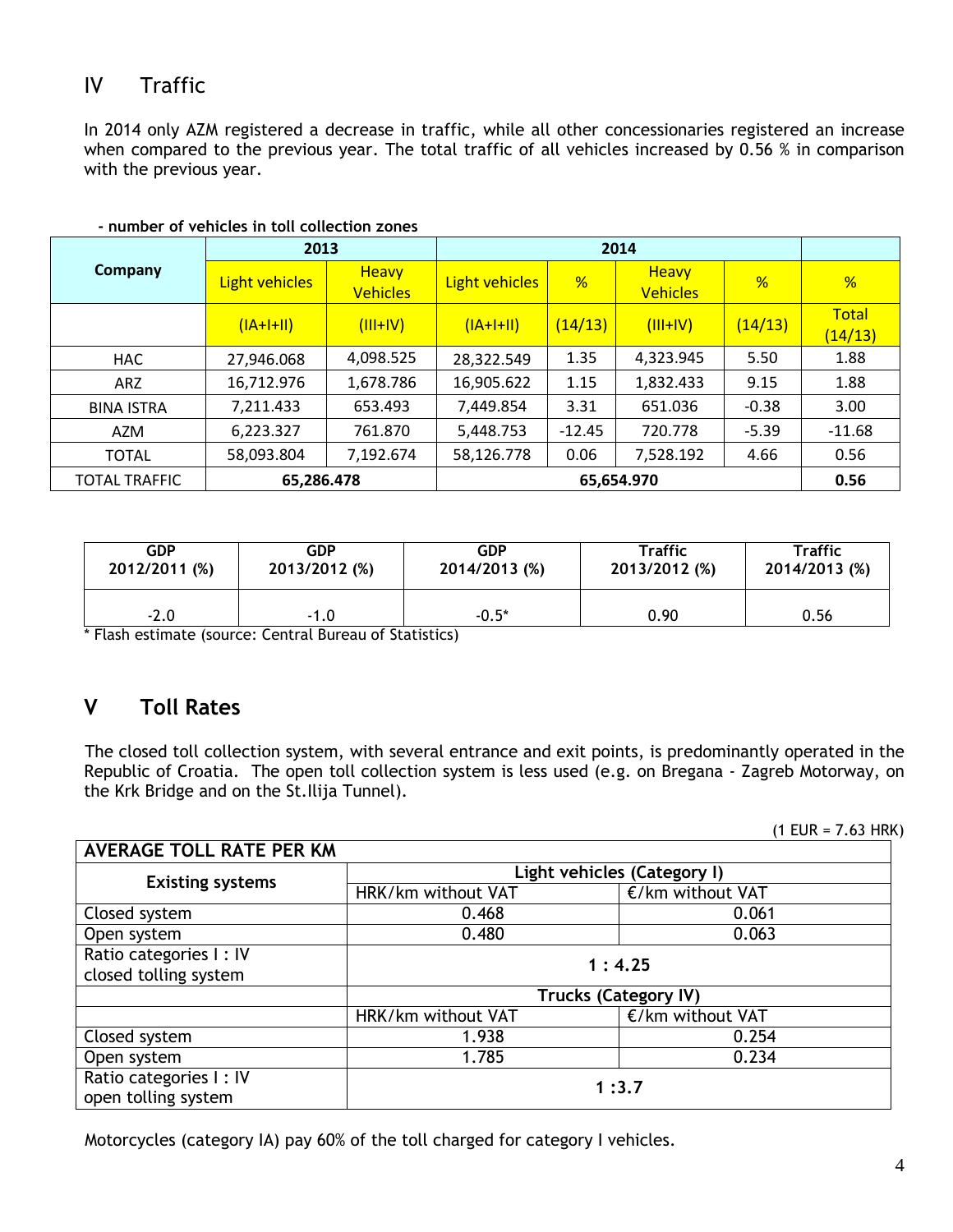# IV Traffic

In 2014 only AZM registered a decrease in traffic, while all other concessionaries registered an increase when compared to the previous year. The total traffic of all vehicles increased by 0.56 % in comparison with the previous year.

**- number of vehicles in toll collection zones**

| Company | 2013 | | 2014 | | | | |
|---|---|---|---|---|---|---|---|
| | Light vehicles | Heavy Vehicles | Light vehicles | % | Heavy Vehicles | % | % |
| | (IA+I+II) | (III+IV) | (IA+I+II) | (14/13) | (III+IV) | (14/13) | Total (14/13) |
| HAC | 27,946.068 | 4,098.525 | 28,322.549 | 1.35 | 4,323.945 | 5.50 | 1.88 |
| ARZ | 16,712.976 | 1,678.786 | 16,905.622 | 1.15 | 1,832.433 | 9.15 | 1.88 |
| BINA ISTRA | 7,211.433 | 653.493 | 7,449.854 | 3.31 | 651.036 | -0.38 | 3.00 |
| AZM | 6,223.327 | 761.870 | 5,448.753 | -12.45 | 720.778 | -5.39 | -11.68 |
| TOTAL | 58,093.804 | 7,192.674 | 58,126.778 | 0.06 | 7,528.192 | 4.66 | 0.56 |
| TOTAL TRAFFIC | **65,286.478** | | **65,654.970** | | | | **0.56** |

| GDP 2012/2011 (%) | GDP 2013/2012 (%) | GDP 2014/2013 (%) | Traffic 2013/2012 (%) | Traffic 2014/2013 (%) |
|---|---|---|---|---|
| -2.0 | -1.0 | -0.5* | 0.90 | 0.56 |

* Flash estimate (source: Central Bureau of Statistics)

# V Toll Rates

The closed toll collection system, with several entrance and exit points, is predominantly operated in the Republic of Croatia. The open toll collection system is less used (e.g. on Bregana - Zagreb Motorway, on the Krk Bridge and on the St.Ilija Tunnel).

(1 EUR = 7.63 HRK)

| **AVERAGE TOLL RATE PER KM** | | |
|---|---|---|
| **Existing systems** | **Light vehicles (Category I)** | |
| | HRK/km without VAT | €/km without VAT |
| Closed system | 0.468 | 0.061 |
| Open system | 0.480 | 0.063 |
| Ratio categories I : IV closed tolling system | **1 : 4.25** | |
| | **Trucks (Category IV)** | |
| | HRK/km without VAT | €/km without VAT |
| Closed system | 1.938 | 0.254 |
| Open system | 1.785 | 0.234 |
| Ratio categories I : IV open tolling system | **1 :3.7** | |

Motorcycles (category IA) pay 60% of the toll charged for category I vehicles.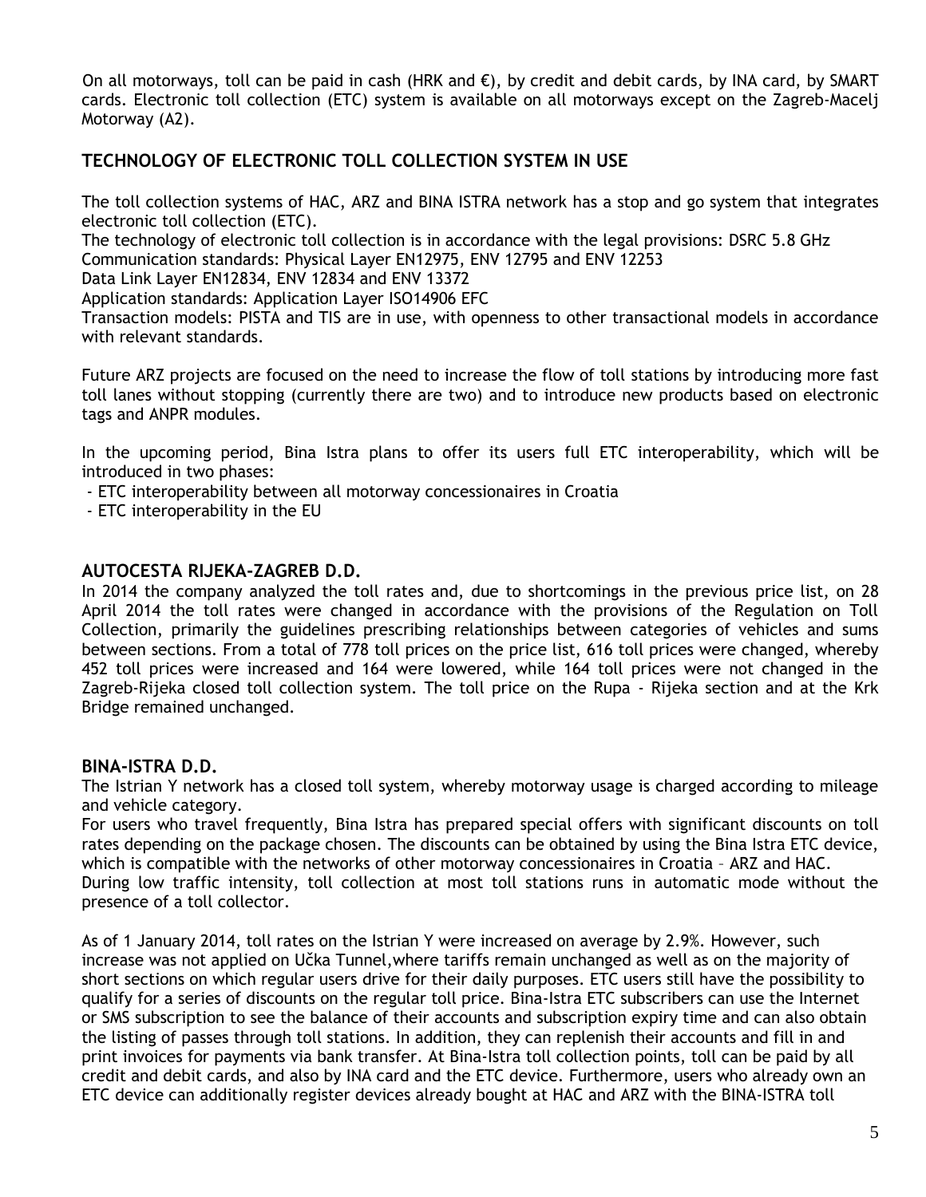On all motorways, toll can be paid in cash (HRK and €), by credit and debit cards, by INA card, by SMART cards. Electronic toll collection (ETC) system is available on all motorways except on the Zagreb-Macelj Motorway (A2).

## TECHNOLOGY OF ELECTRONIC TOLL COLLECTION SYSTEM IN USE

The toll collection systems of HAC, ARZ and BINA ISTRA network has a stop and go system that integrates electronic toll collection (ETC).
The technology of electronic toll collection is in accordance with the legal provisions: DSRC 5.8 GHz
Communication standards: Physical Layer EN12975, ENV 12795 and ENV 12253
Data Link Layer EN12834, ENV 12834 and ENV 13372
Application standards: Application Layer ISO14906 EFC
Transaction models: PISTA and TIS are in use, with openness to other transactional models in accordance with relevant standards.

Future ARZ projects are focused on the need to increase the flow of toll stations by introducing more fast toll lanes without stopping (currently there are two) and to introduce new products based on electronic tags and ANPR modules.

In the upcoming period, Bina Istra plans to offer its users full ETC interoperability, which will be introduced in two phases:

- ETC interoperability between all motorway concessionaires in Croatia
- ETC interoperability in the EU

## AUTOCESTA RIJEKA-ZAGREB D.D.

In 2014 the company analyzed the toll rates and, due to shortcomings in the previous price list, on 28 April 2014 the toll rates were changed in accordance with the provisions of the Regulation on Toll Collection, primarily the guidelines prescribing relationships between categories of vehicles and sums between sections. From a total of 778 toll prices on the price list, 616 toll prices were changed, whereby 452 toll prices were increased and 164 were lowered, while 164 toll prices were not changed in the Zagreb-Rijeka closed toll collection system. The toll price on the Rupa - Rijeka section and at the Krk Bridge remained unchanged.

## BINA-ISTRA D.D.

The Istrian Y network has a closed toll system, whereby motorway usage is charged according to mileage and vehicle category.
For users who travel frequently, Bina Istra has prepared special offers with significant discounts on toll rates depending on the package chosen. The discounts can be obtained by using the Bina Istra ETC device, which is compatible with the networks of other motorway concessionaires in Croatia – ARZ and HAC.
During low traffic intensity, toll collection at most toll stations runs in automatic mode without the presence of a toll collector.

As of 1 January 2014, toll rates on the Istrian Y were increased on average by 2.9%. However, such increase was not applied on Učka Tunnel,where tariffs remain unchanged as well as on the majority of short sections on which regular users drive for their daily purposes. ETC users still have the possibility to qualify for a series of discounts on the regular toll price. Bina-Istra ETC subscribers can use the Internet or SMS subscription to see the balance of their accounts and subscription expiry time and can also obtain the listing of passes through toll stations. In addition, they can replenish their accounts and fill in and print invoices for payments via bank transfer. At Bina-Istra toll collection points, toll can be paid by all credit and debit cards, and also by INA card and the ETC device. Furthermore, users who already own an ETC device can additionally register devices already bought at HAC and ARZ with the BINA-ISTRA toll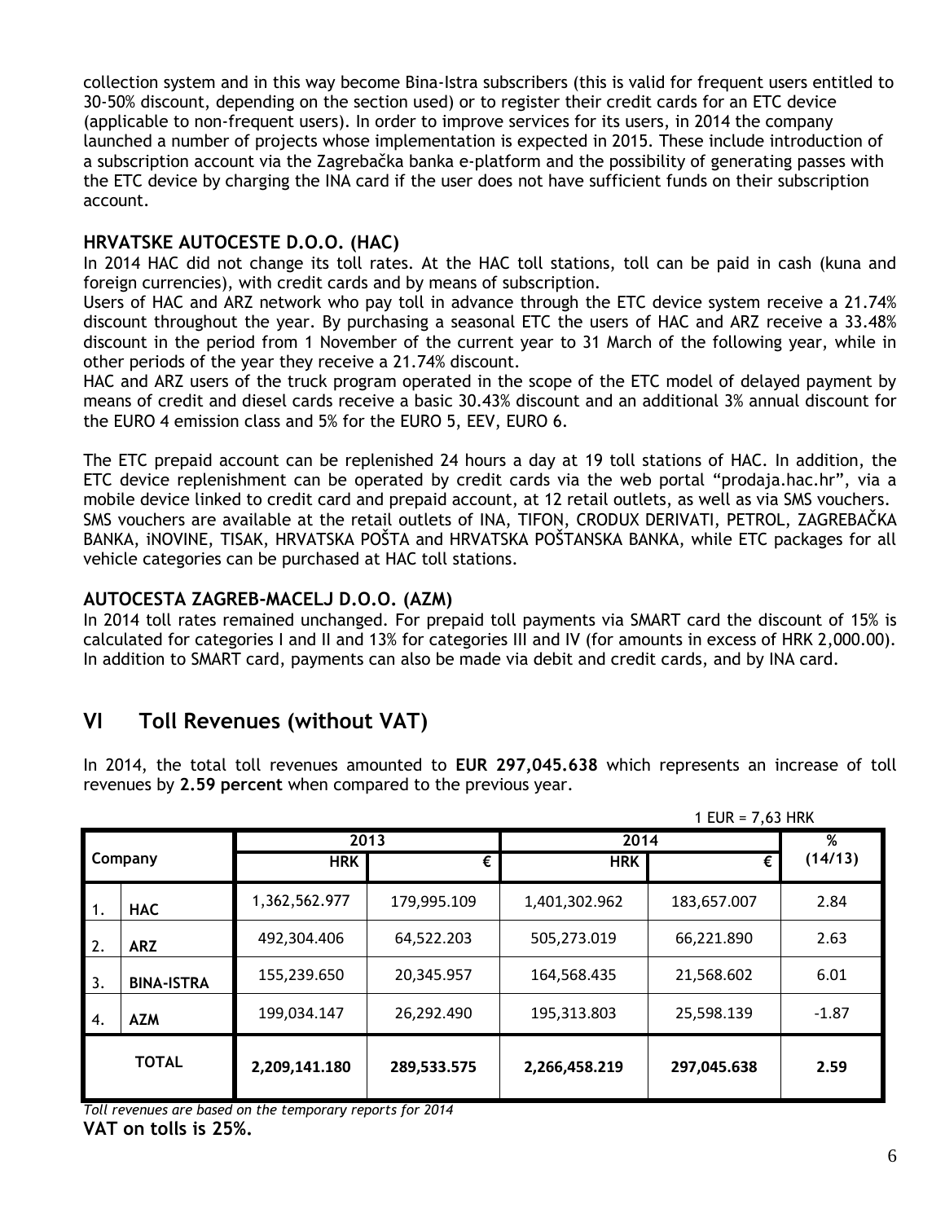collection system and in this way become Bina-Istra subscribers (this is valid for frequent users entitled to 30-50% discount, depending on the section used) or to register their credit cards for an ETC device (applicable to non-frequent users). In order to improve services for its users, in 2014 the company launched a number of projects whose implementation is expected in 2015. These include introduction of a subscription account via the Zagrebačka banka e-platform and the possibility of generating passes with the ETC device by charging the INA card if the user does not have sufficient funds on their subscription account.

### HRVATSKE AUTOCESTE D.O.O. (HAC)

In 2014 HAC did not change its toll rates. At the HAC toll stations, toll can be paid in cash (kuna and foreign currencies), with credit cards and by means of subscription.
Users of HAC and ARZ network who pay toll in advance through the ETC device system receive a 21.74% discount throughout the year. By purchasing a seasonal ETC the users of HAC and ARZ receive a 33.48% discount in the period from 1 November of the current year to 31 March of the following year, while in other periods of the year they receive a 21.74% discount.
HAC and ARZ users of the truck program operated in the scope of the ETC model of delayed payment by means of credit and diesel cards receive a basic 30.43% discount and an additional 3% annual discount for the EURO 4 emission class and 5% for the EURO 5, EEV, EURO 6.

The ETC prepaid account can be replenished 24 hours a day at 19 toll stations of HAC. In addition, the ETC device replenishment can be operated by credit cards via the web portal "prodaja.hac.hr", via a mobile device linked to credit card and prepaid account, at 12 retail outlets, as well as via SMS vouchers. SMS vouchers are available at the retail outlets of INA, TIFON, CRODUX DERIVATI, PETROL, ZAGREBAČKA BANKA, iNOVINE, TISAK, HRVATSKA POŠTA and HRVATSKA POŠTANSKA BANKA, while ETC packages for all vehicle categories can be purchased at HAC toll stations.

### AUTOCESTA ZAGREB-MACELJ D.O.O. (AZM)

In 2014 toll rates remained unchanged. For prepaid toll payments via SMART card the discount of 15% is calculated for categories I and II and 13% for categories III and IV (for amounts in excess of HRK 2,000.00). In addition to SMART card, payments can also be made via debit and credit cards, and by INA card.

## VI Toll Revenues (without VAT)

In 2014, the total toll revenues amounted to **EUR 297,045.638** which represents an increase of toll revenues by **2.59 percent** when compared to the previous year.

1 EUR = 7,63 HRK

| Company | | 2013 | | 2014 | | % (14/13) |
|---|---|---|---|---|---|---|
| | | HRK | € | HRK | € | |
| 1. | HAC | 1,362,562.977 | 179,995.109 | 1,401,302.962 | 183,657.007 | 2.84 |
| 2. | ARZ | 492,304.406 | 64,522.203 | 505,273.019 | 66,221.890 | 2.63 |
| 3. | BINA-ISTRA | 155,239.650 | 20,345.957 | 164,568.435 | 21,568.602 | 6.01 |
| 4. | AZM | 199,034.147 | 26,292.490 | 195,313.803 | 25,598.139 | -1.87 |
| **TOTAL** | | **2,209,141.180** | **289,533.575** | **2,266,458.219** | **297,045.638** | **2.59** |

*Toll revenues are based on the temporary reports for 2014*

**VAT on tolls is 25%.**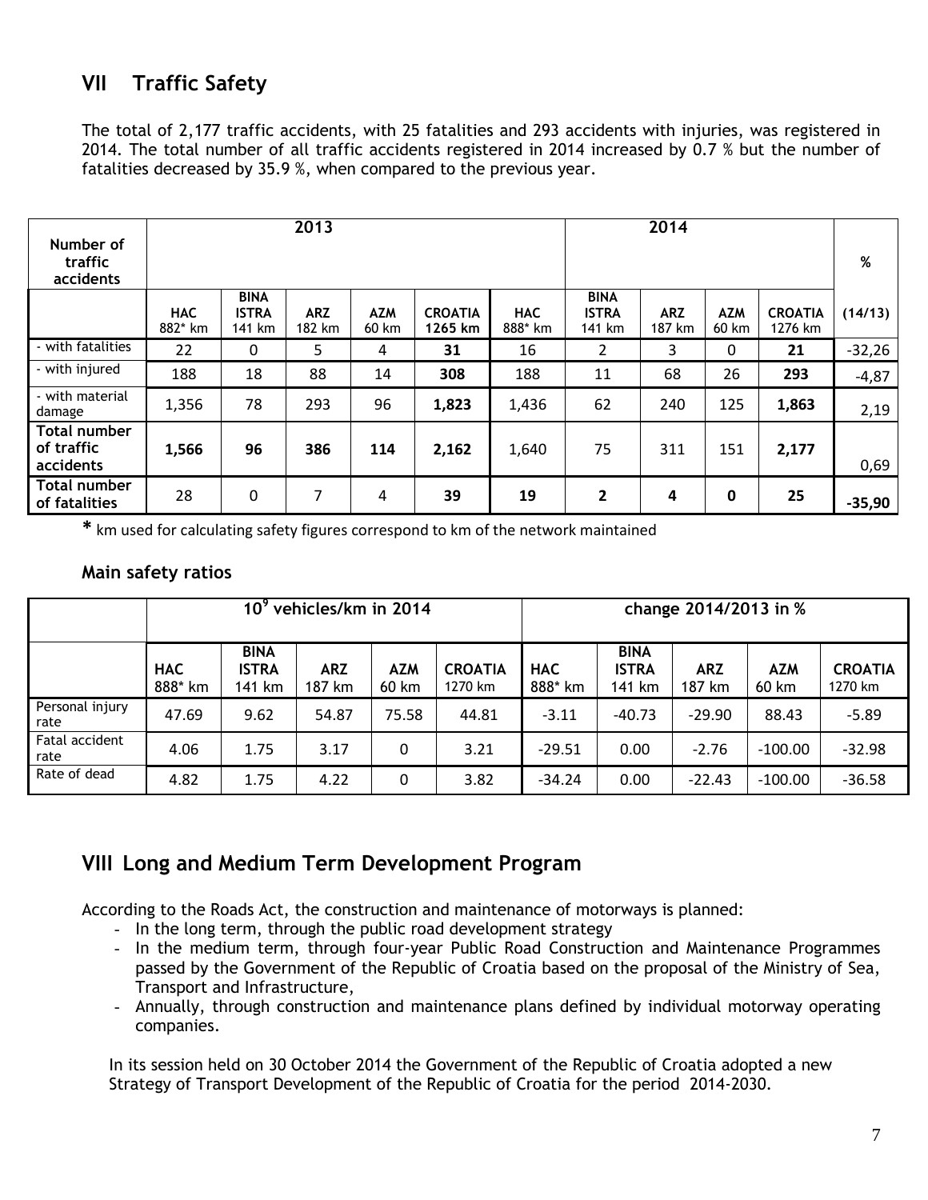## VII Traffic Safety

The total of 2,177 traffic accidents, with 25 fatalities and 293 accidents with injuries, was registered in 2014. The total number of all traffic accidents registered in 2014 increased by 0.7 % but the number of fatalities decreased by 35.9 %, when compared to the previous year.

| Number of traffic accidents | 2013 | | | | | 2014 | | | | | % |
|---|---|---|---|---|---|---|---|---|---|---|---|
| | **HAC** 882* km | **BINA ISTRA** 141 km | **ARZ** 182 km | **AZM** 60 km | **CROATIA** 1265 km | **HAC** 888* km | **BINA ISTRA** 141 km | **ARZ** 187 km | **AZM** 60 km | **CROATIA** 1276 km | **(14/13)** |
| - with fatalities | 22 | 0 | 5 | 4 | **31** | 16 | 2 | 3 | 0 | **21** | -32,26 |
| - with injured | 188 | 18 | 88 | 14 | **308** | 188 | 11 | 68 | 26 | **293** | -4,87 |
| - with material damage | 1,356 | 78 | 293 | 96 | **1,823** | 1,436 | 62 | 240 | 125 | **1,863** | 2,19 |
| **Total number of traffic accidents** | **1,566** | **96** | **386** | **114** | **2,162** | 1,640 | 75 | 311 | 151 | **2,177** | 0,69 |
| **Total number of fatalities** | 28 | 0 | 7 | 4 | **39** | **19** | **2** | **4** | **0** | **25** | **-35,90** |

**\*** km used for calculating safety figures correspond to km of the network maintained

### Main safety ratios

| | $10^9$ vehicles/km in 2014 | | | | | change 2014/2013 in % | | | | |
|---|---|---|---|---|---|---|---|---|---|---|
| | **HAC** 888* km | **BINA ISTRA** 141 km | **ARZ** 187 km | **AZM** 60 km | **CROATIA** 1270 km | **HAC** 888* km | **BINA ISTRA** 141 km | **ARZ** 187 km | **AZM** 60 km | **CROATIA** 1270 km |
| Personal injury rate | 47.69 | 9.62 | 54.87 | 75.58 | 44.81 | -3.11 | -40.73 | -29.90 | 88.43 | -5.89 |
| Fatal accident rate | 4.06 | 1.75 | 3.17 | 0 | 3.21 | -29.51 | 0.00 | -2.76 | -100.00 | -32.98 |
| Rate of dead | 4.82 | 1.75 | 4.22 | 0 | 3.82 | -34.24 | 0.00 | -22.43 | -100.00 | -36.58 |

## VIII Long and Medium Term Development Program

According to the Roads Act, the construction and maintenance of motorways is planned:

- In the long term, through the public road development strategy
- In the medium term, through four-year Public Road Construction and Maintenance Programmes passed by the Government of the Republic of Croatia based on the proposal of the Ministry of Sea, Transport and Infrastructure,
- Annually, through construction and maintenance plans defined by individual motorway operating companies.

In its session held on 30 October 2014 the Government of the Republic of Croatia adopted a new Strategy of Transport Development of the Republic of Croatia for the period 2014-2030.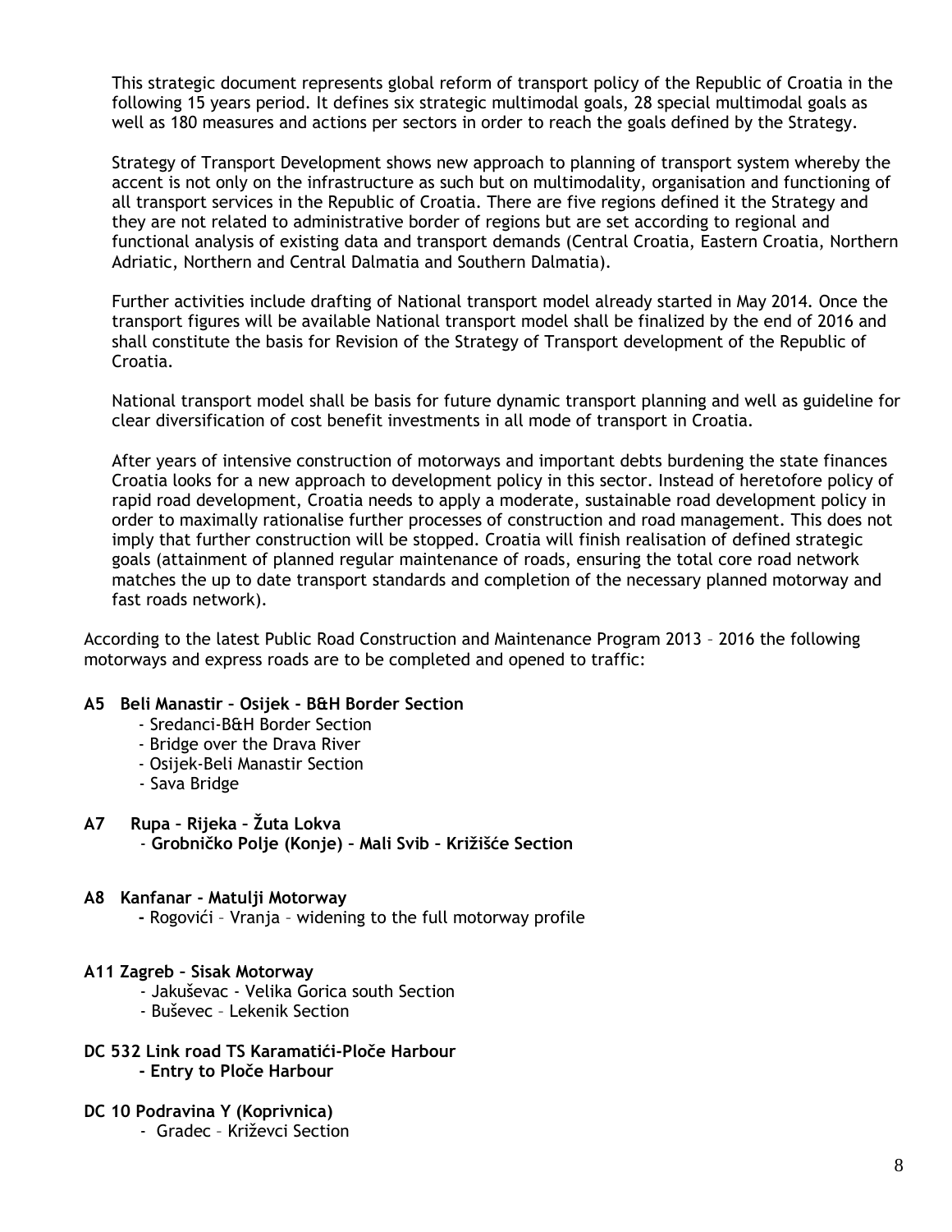This strategic document represents global reform of transport policy of the Republic of Croatia in the following 15 years period. It defines six strategic multimodal goals, 28 special multimodal goals as well as 180 measures and actions per sectors in order to reach the goals defined by the Strategy.

Strategy of Transport Development shows new approach to planning of transport system whereby the accent is not only on the infrastructure as such but on multimodality, organisation and functioning of all transport services in the Republic of Croatia. There are five regions defined it the Strategy and they are not related to administrative border of regions but are set according to regional and functional analysis of existing data and transport demands (Central Croatia, Eastern Croatia, Northern Adriatic, Northern and Central Dalmatia and Southern Dalmatia).

Further activities include drafting of National transport model already started in May 2014. Once the transport figures will be available National transport model shall be finalized by the end of 2016 and shall constitute the basis for Revision of the Strategy of Transport development of the Republic of Croatia.

National transport model shall be basis for future dynamic transport planning and well as guideline for clear diversification of cost benefit investments in all mode of transport in Croatia.

After years of intensive construction of motorways and important debts burdening the state finances Croatia looks for a new approach to development policy in this sector. Instead of heretofore policy of rapid road development, Croatia needs to apply a moderate, sustainable road development policy in order to maximally rationalise further processes of construction and road management. This does not imply that further construction will be stopped. Croatia will finish realisation of defined strategic goals (attainment of planned regular maintenance of roads, ensuring the total core road network matches the up to date transport standards and completion of the necessary planned motorway and fast roads network).

According to the latest Public Road Construction and Maintenance Program 2013 – 2016 the following motorways and express roads are to be completed and opened to traffic:

**A5 Beli Manastir – Osijek - B&H Border Section**

- Sredanci-B&H Border Section
- Bridge over the Drava River
- Osijek-Beli Manastir Section
- Sava Bridge

**A7 Rupa – Rijeka – Žuta Lokva**

- **Grobničko Polje (Konje) – Mali Svib – Križišće Section**

**A8 Kanfanar - Matulji Motorway**

- Rogovići – Vranja – widening to the full motorway profile

**A11 Zagreb – Sisak Motorway**

- Jakuševac - Velika Gorica south Section
- Buševec – Lekenik Section

**DC 532 Link road TS Karamatići-Ploče Harbour**

- **Entry to Ploče Harbour**

**DC 10 Podravina Y (Koprivnica)**

- Gradec – Križevci Section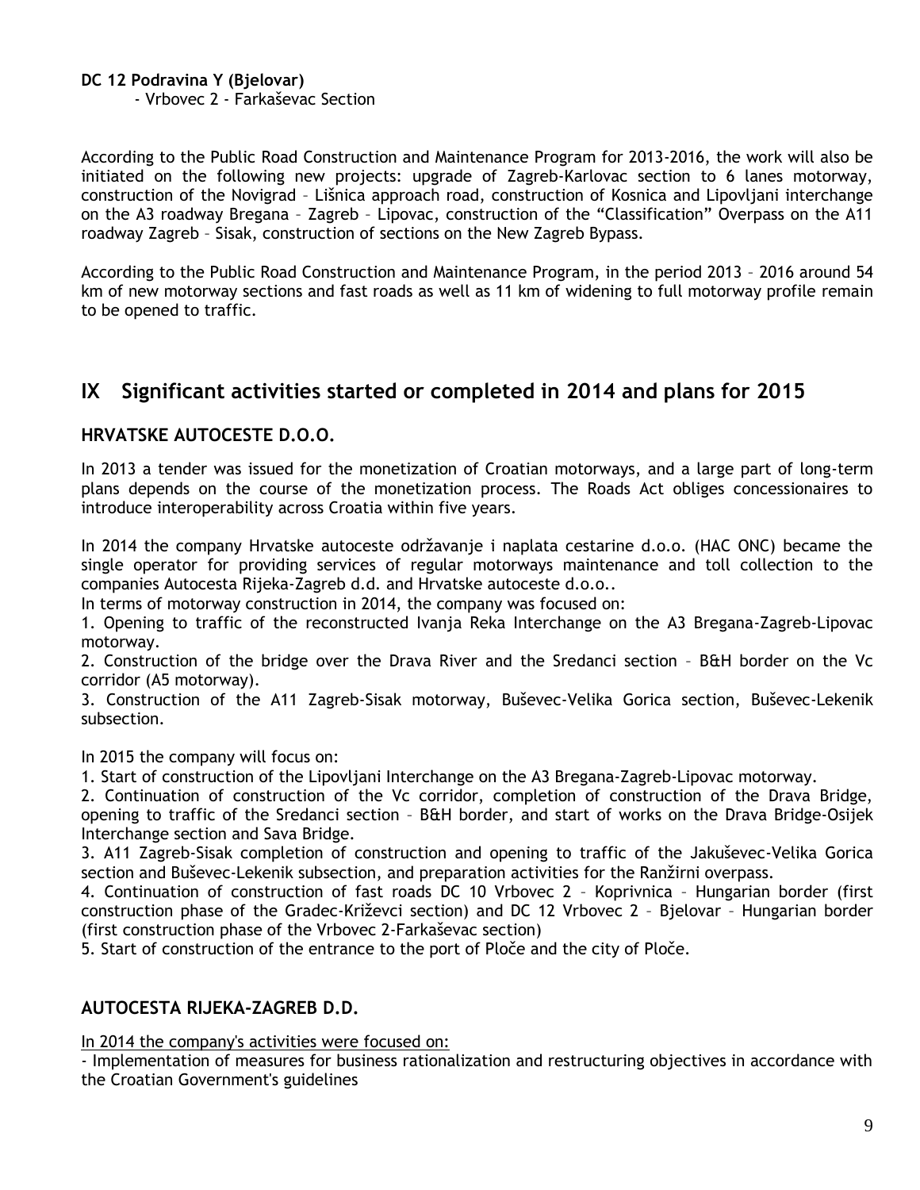**DC 12 Podravina Y (Bjelovar)**

- Vrbovec 2 - Farkaševac Section

According to the Public Road Construction and Maintenance Program for 2013-2016, the work will also be initiated on the following new projects: upgrade of Zagreb-Karlovac section to 6 lanes motorway, construction of the Novigrad – Lišnica approach road, construction of Kosnica and Lipovljani interchange on the A3 roadway Bregana – Zagreb – Lipovac, construction of the "Classification" Overpass on the A11 roadway Zagreb – Sisak, construction of sections on the New Zagreb Bypass.

According to the Public Road Construction and Maintenance Program, in the period 2013 – 2016 around 54 km of new motorway sections and fast roads as well as 11 km of widening to full motorway profile remain to be opened to traffic.

## IX Significant activities started or completed in 2014 and plans for 2015

### HRVATSKE AUTOCESTE D.O.O.

In 2013 a tender was issued for the monetization of Croatian motorways, and a large part of long-term plans depends on the course of the monetization process. The Roads Act obliges concessionaires to introduce interoperability across Croatia within five years.

In 2014 the company Hrvatske autoceste održavanje i naplata cestarine d.o.o. (HAC ONC) became the single operator for providing services of regular motorways maintenance and toll collection to the companies Autocesta Rijeka-Zagreb d.d. and Hrvatske autoceste d.o.o..

In terms of motorway construction in 2014, the company was focused on:

1. Opening to traffic of the reconstructed Ivanja Reka Interchange on the A3 Bregana-Zagreb-Lipovac motorway.
2. Construction of the bridge over the Drava River and the Sredanci section – B&H border on the Vc corridor (A5 motorway).
3. Construction of the A11 Zagreb-Sisak motorway, Buševec-Velika Gorica section, Buševec-Lekenik subsection.

In 2015 the company will focus on:

1. Start of construction of the Lipovljani Interchange on the A3 Bregana-Zagreb-Lipovac motorway.
2. Continuation of construction of the Vc corridor, completion of construction of the Drava Bridge, opening to traffic of the Sredanci section – B&H border, and start of works on the Drava Bridge-Osijek Interchange section and Sava Bridge.
3. A11 Zagreb-Sisak completion of construction and opening to traffic of the Jakuševec-Velika Gorica section and Buševec-Lekenik subsection, and preparation activities for the Ranžirni overpass.
4. Continuation of construction of fast roads DC 10 Vrbovec 2 – Koprivnica – Hungarian border (first construction phase of the Gradec-Križevci section) and DC 12 Vrbovec 2 – Bjelovar – Hungarian border (first construction phase of the Vrbovec 2-Farkaševac section)
5. Start of construction of the entrance to the port of Ploče and the city of Ploče.

### AUTOCESTA RIJEKA-ZAGREB D.D.

In 2014 the company's activities were focused on:

- Implementation of measures for business rationalization and restructuring objectives in accordance with the Croatian Government's guidelines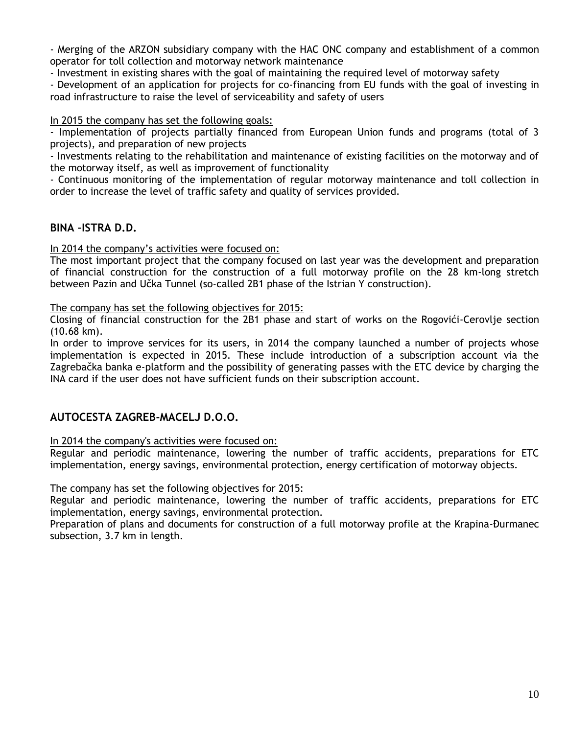- Merging of the ARZON subsidiary company with the HAC ONC company and establishment of a common operator for toll collection and motorway network maintenance
- Investment in existing shares with the goal of maintaining the required level of motorway safety
- Development of an application for projects for co-financing from EU funds with the goal of investing in road infrastructure to raise the level of serviceability and safety of users

In 2015 the company has set the following goals:
- Implementation of projects partially financed from European Union funds and programs (total of 3 projects), and preparation of new projects
- Investments relating to the rehabilitation and maintenance of existing facilities on the motorway and of the motorway itself, as well as improvement of functionality
- Continuous monitoring of the implementation of regular motorway maintenance and toll collection in order to increase the level of traffic safety and quality of services provided.

## BINA –ISTRA D.D.

In 2014 the company's activities were focused on:
The most important project that the company focused on last year was the development and preparation of financial construction for the construction of a full motorway profile on the 28 km-long stretch between Pazin and Učka Tunnel (so-called 2B1 phase of the Istrian Y construction).

The company has set the following objectives for 2015:
Closing of financial construction for the 2B1 phase and start of works on the Rogovići-Cerovlje section (10.68 km).
In order to improve services for its users, in 2014 the company launched a number of projects whose implementation is expected in 2015. These include introduction of a subscription account via the Zagrebačka banka e-platform and the possibility of generating passes with the ETC device by charging the INA card if the user does not have sufficient funds on their subscription account.

## AUTOCESTA ZAGREB-MACELJ D.O.O.

In 2014 the company's activities were focused on:
Regular and periodic maintenance, lowering the number of traffic accidents, preparations for ETC implementation, energy savings, environmental protection, energy certification of motorway objects.

The company has set the following objectives for 2015:
Regular and periodic maintenance, lowering the number of traffic accidents, preparations for ETC implementation, energy savings, environmental protection.
Preparation of plans and documents for construction of a full motorway profile at the Krapina-Đurmanec subsection, 3.7 km in length.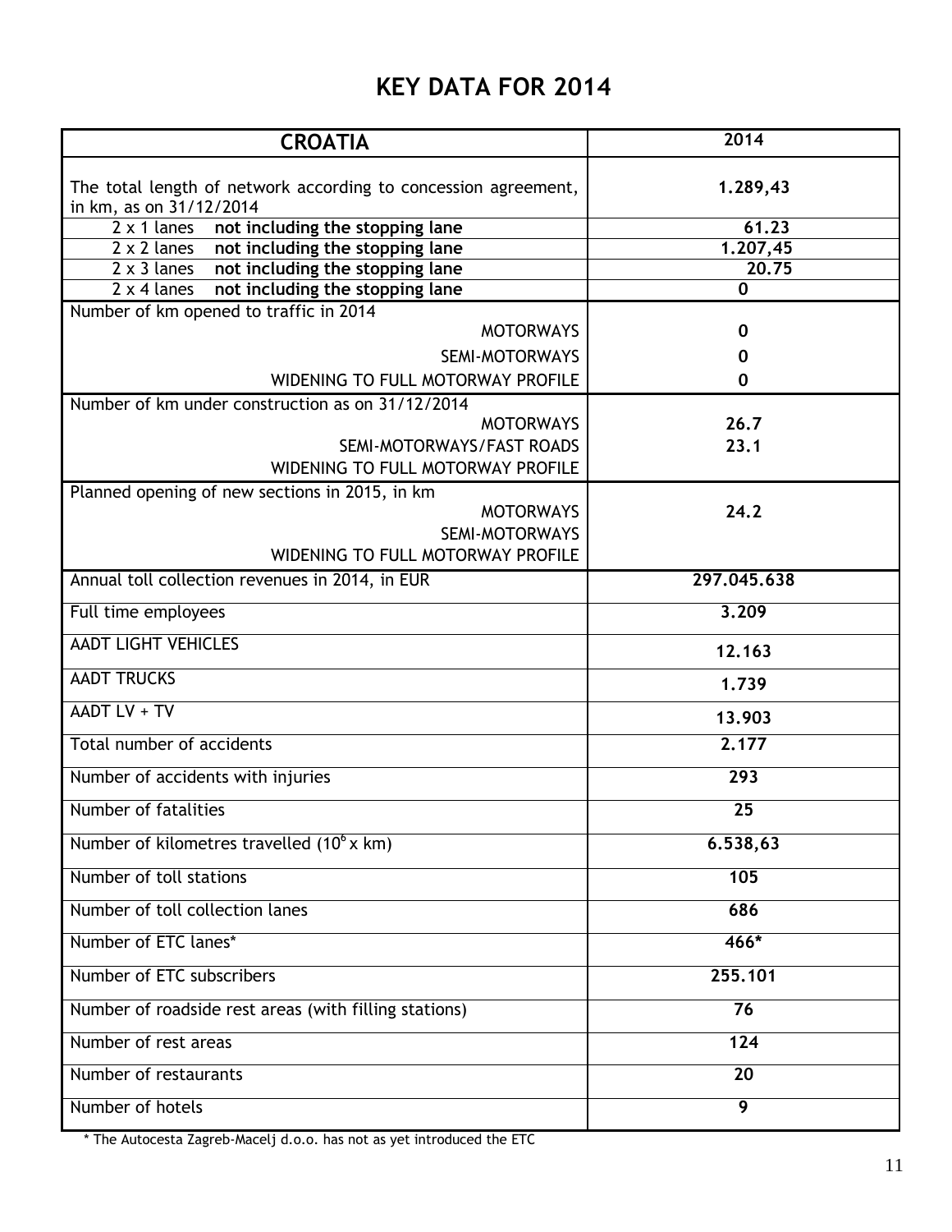# KEY DATA FOR 2014

| CROATIA | 2014 |
|---|---|
| The total length of network according to concession agreement, in km, as on 31/12/2014 | **1.289,43** |
| 2 x 1 lanes **not including the stopping lane** | **61.23** |
| 2 x 2 lanes **not including the stopping lane** | **1.207,45** |
| 2 x 3 lanes **not including the stopping lane** | **20.75** |
| 2 x 4 lanes **not including the stopping lane** | **0** |
| Number of km opened to traffic in 2014 | |
| MOTORWAYS | **0** |
| SEMI-MOTORWAYS | **0** |
| WIDENING TO FULL MOTORWAY PROFILE | **0** |
| Number of km under construction as on 31/12/2014 | |
| MOTORWAYS | **26.7** |
| SEMI-MOTORWAYS/FAST ROADS | **23.1** |
| WIDENING TO FULL MOTORWAY PROFILE | |
| Planned opening of new sections in 2015, in km | |
| MOTORWAYS | **24.2** |
| SEMI-MOTORWAYS | |
| WIDENING TO FULL MOTORWAY PROFILE | |
| Annual toll collection revenues in 2014, in EUR | **297.045.638** |
| Full time employees | **3.209** |
| AADT LIGHT VEHICLES | **12.163** |
| AADT TRUCKS | **1.739** |
| AADT LV + TV | **13.903** |
| Total number of accidents | **2.177** |
| Number of accidents with injuries | **293** |
| Number of fatalities | **25** |
| Number of kilometres travelled ($10^6$ x km) | **6.538,63** |
| Number of toll stations | **105** |
| Number of toll collection lanes | **686** |
| Number of ETC lanes* | **466*** |
| Number of ETC subscribers | **255.101** |
| Number of roadside rest areas (with filling stations) | **76** |
| Number of rest areas | **124** |
| Number of restaurants | **20** |
| Number of hotels | **9** |

\* The Autocesta Zagreb-Macelj d.o.o. has not as yet introduced the ETC